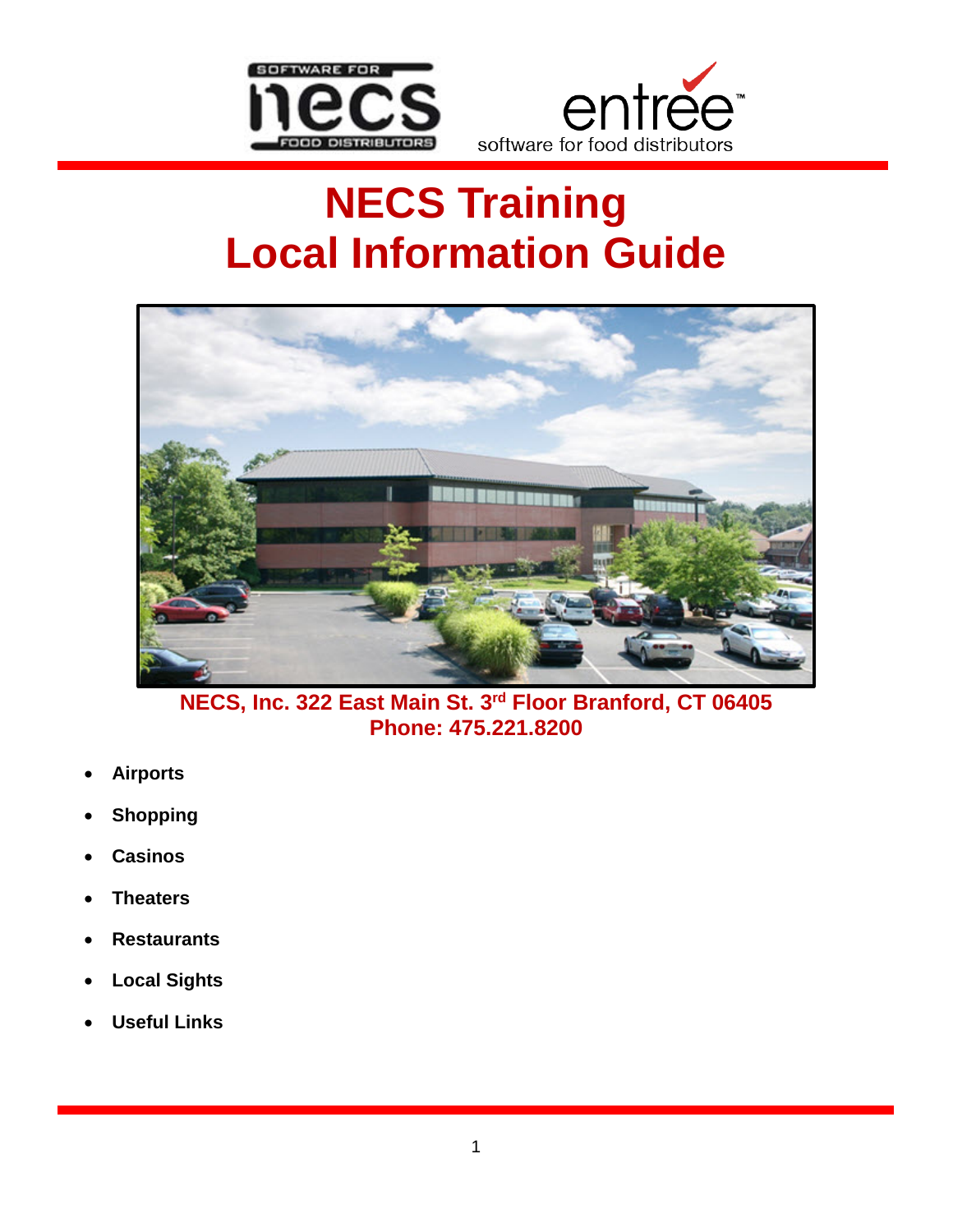# NECS Training
# Local Information Guide

**NECS, Inc. 322 East Main St. 3rd Floor Branford, CT 06405**
**Phone: 475.221.8200**

- **Airports**
- **Shopping**
- **Casinos**
- **Theaters**
- **Restaurants**
- **Local Sights**
- **Useful Links**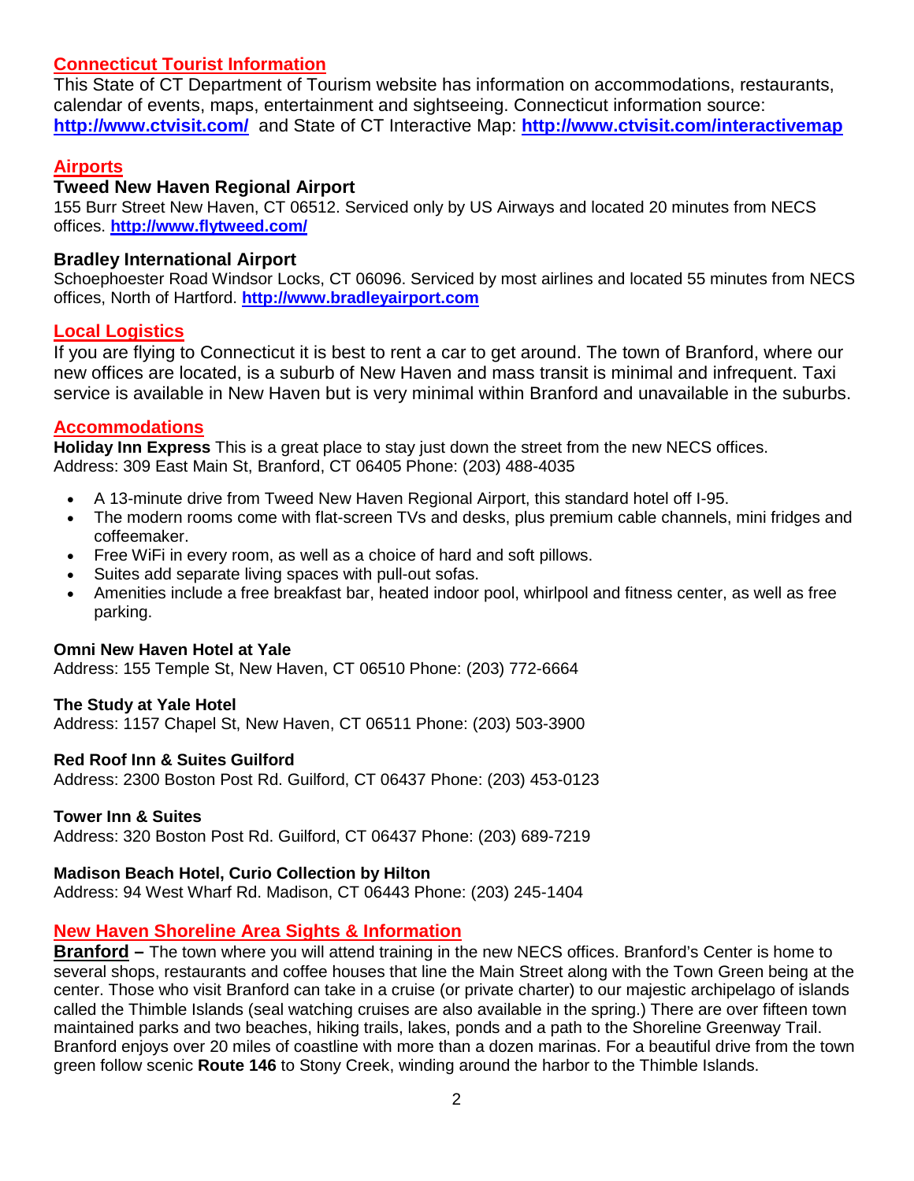## Connecticut Tourist Information

This State of CT Department of Tourism website has information on accommodations, restaurants, calendar of events, maps, entertainment and sightseeing. Connecticut information source: **http://www.ctvisit.com/** and State of CT Interactive Map: **http://www.ctvisit.com/interactivemap**

## Airports

### Tweed New Haven Regional Airport

155 Burr Street New Haven, CT 06512. Serviced only by US Airways and located 20 minutes from NECS offices. **http://www.flytweed.com/**

### Bradley International Airport

Schoephoester Road Windsor Locks, CT 06096. Serviced by most airlines and located 55 minutes from NECS offices, North of Hartford. **http://www.bradleyairport.com**

## Local Logistics

If you are flying to Connecticut it is best to rent a car to get around. The town of Branford, where our new offices are located, is a suburb of New Haven and mass transit is minimal and infrequent. Taxi service is available in New Haven but is very minimal within Branford and unavailable in the suburbs.

## Accommodations

**Holiday Inn Express** This is a great place to stay just down the street from the new NECS offices.
Address: 309 East Main St, Branford, CT 06405 Phone: (203) 488-4035

- A 13-minute drive from Tweed New Haven Regional Airport, this standard hotel off I-95.
- The modern rooms come with flat-screen TVs and desks, plus premium cable channels, mini fridges and coffeemaker.
- Free WiFi in every room, as well as a choice of hard and soft pillows.
- Suites add separate living spaces with pull-out sofas.
- Amenities include a free breakfast bar, heated indoor pool, whirlpool and fitness center, as well as free parking.

**Omni New Haven Hotel at Yale**
Address: 155 Temple St, New Haven, CT 06510 Phone: (203) 772-6664

**The Study at Yale Hotel**
Address: 1157 Chapel St, New Haven, CT 06511 Phone: (203) 503-3900

**Red Roof Inn & Suites Guilford**
Address: 2300 Boston Post Rd. Guilford, CT 06437 Phone: (203) 453-0123

**Tower Inn & Suites**
Address: 320 Boston Post Rd. Guilford, CT 06437 Phone: (203) 689-7219

**Madison Beach Hotel, Curio Collection by Hilton**
Address: 94 West Wharf Rd. Madison, CT 06443 Phone: (203) 245-1404

## New Haven Shoreline Area Sights & Information

**Branford –** The town where you will attend training in the new NECS offices. Branford's Center is home to several shops, restaurants and coffee houses that line the Main Street along with the Town Green being at the center. Those who visit Branford can take in a cruise (or private charter) to our majestic archipelago of islands called the Thimble Islands (seal watching cruises are also available in the spring.) There are over fifteen town maintained parks and two beaches, hiking trails, lakes, ponds and a path to the Shoreline Greenway Trail. Branford enjoys over 20 miles of coastline with more than a dozen marinas. For a beautiful drive from the town green follow scenic **Route 146** to Stony Creek, winding around the harbor to the Thimble Islands.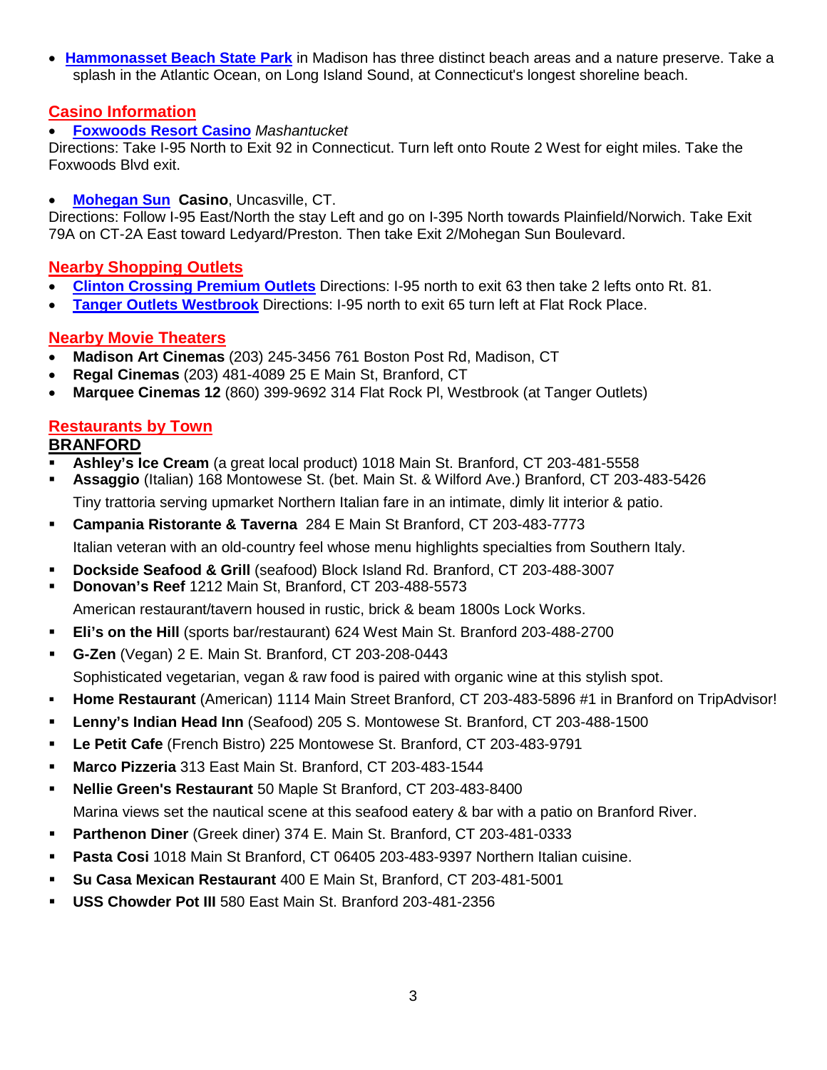- **Hammonasset Beach State Park** in Madison has three distinct beach areas and a nature preserve. Take a splash in the Atlantic Ocean, on Long Island Sound, at Connecticut's longest shoreline beach.

## Casino Information

- **Foxwoods Resort Casino** *Mashantucket*

Directions: Take I-95 North to Exit 92 in Connecticut. Turn left onto Route 2 West for eight miles. Take the Foxwoods Blvd exit.

- **Mohegan Sun** **Casino**, Uncasville, CT.

Directions: Follow I-95 East/North the stay Left and go on I-395 North towards Plainfield/Norwich. Take Exit 79A on CT-2A East toward Ledyard/Preston. Then take Exit 2/Mohegan Sun Boulevard.

## Nearby Shopping Outlets

- **Clinton Crossing Premium Outlets** Directions: I-95 north to exit 63 then take 2 lefts onto Rt. 81.
- **Tanger Outlets Westbrook** Directions: I-95 north to exit 65 turn left at Flat Rock Place.

## Nearby Movie Theaters

- **Madison Art Cinemas** (203) 245-3456 761 Boston Post Rd, Madison, CT
- **Regal Cinemas** (203) 481-4089 25 E Main St, Branford, CT
- **Marquee Cinemas 12** (860) 399-9692 314 Flat Rock Pl, Westbrook (at Tanger Outlets)

## Restaurants by Town

### BRANFORD

- **Ashley's Ice Cream** (a great local product) 1018 Main St. Branford, CT 203-481-5558
- **Assaggio** (Italian) 168 Montowese St. (bet. Main St. & Wilford Ave.) Branford, CT 203-483-5426
  Tiny trattoria serving upmarket Northern Italian fare in an intimate, dimly lit interior & patio.
- **Campania Ristorante & Taverna** 284 E Main St Branford, CT 203-483-7773
  Italian veteran with an old-country feel whose menu highlights specialties from Southern Italy.
- **Dockside Seafood & Grill** (seafood) Block Island Rd. Branford, CT 203-488-3007
- **Donovan's Reef** 1212 Main St, Branford, CT 203-488-5573
  American restaurant/tavern housed in rustic, brick & beam 1800s Lock Works.
- **Eli's on the Hill** (sports bar/restaurant) 624 West Main St. Branford 203-488-2700
- **G-Zen** (Vegan) 2 E. Main St. Branford, CT 203-208-0443
  Sophisticated vegetarian, vegan & raw food is paired with organic wine at this stylish spot.
- **Home Restaurant** (American) 1114 Main Street Branford, CT 203-483-5896 #1 in Branford on TripAdvisor!
- **Lenny's Indian Head Inn** (Seafood) 205 S. Montowese St. Branford, CT 203-488-1500
- **Le Petit Cafe** (French Bistro) 225 Montowese St. Branford, CT 203-483-9791
- **Marco Pizzeria** 313 East Main St. Branford, CT 203-483-1544
- **Nellie Green's Restaurant** 50 Maple St Branford, CT 203-483-8400
  Marina views set the nautical scene at this seafood eatery & bar with a patio on Branford River.
- **Parthenon Diner** (Greek diner) 374 E. Main St. Branford, CT 203-481-0333
- **Pasta Cosi** 1018 Main St Branford, CT 06405 203-483-9397 Northern Italian cuisine.
- **Su Casa Mexican Restaurant** 400 E Main St, Branford, CT 203-481-5001
- **USS Chowder Pot III** 580 East Main St. Branford 203-481-2356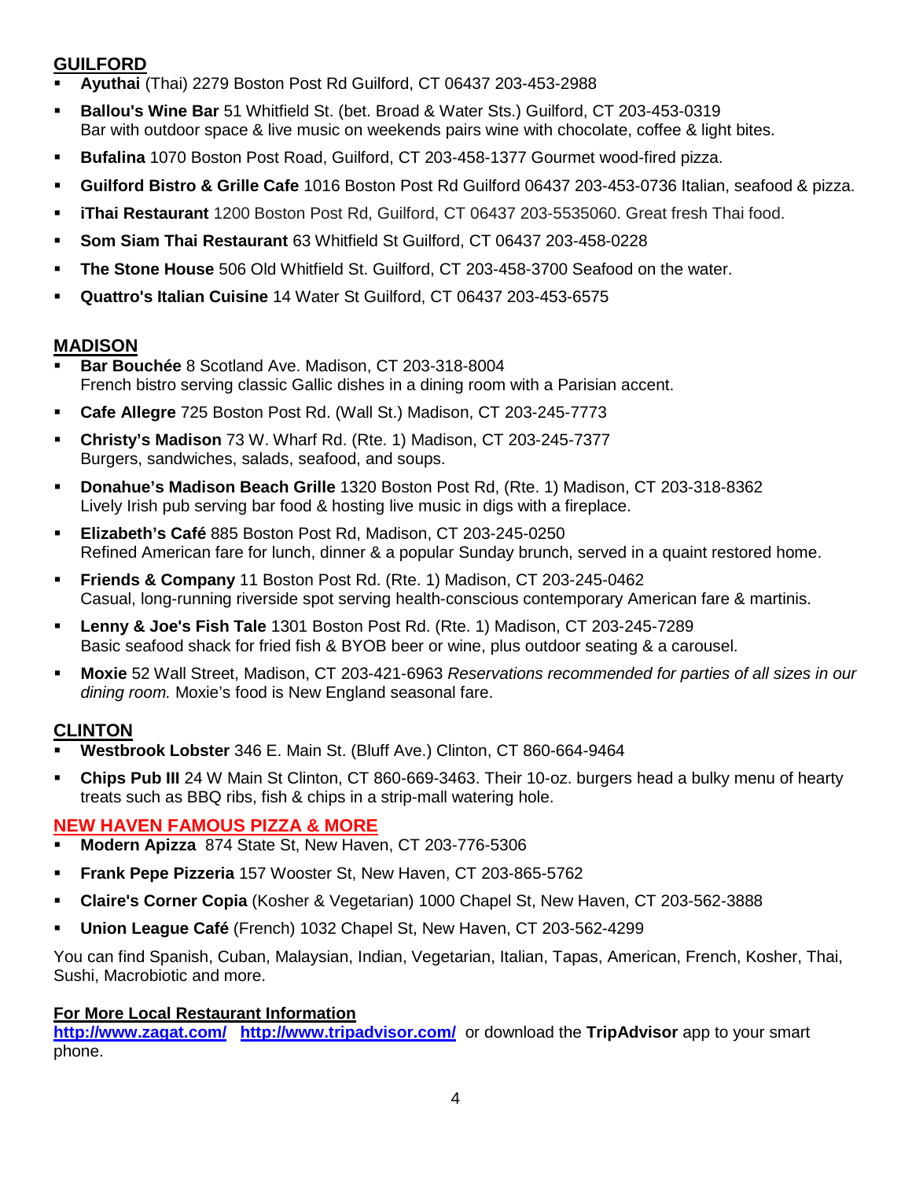## GUILFORD

- **Ayuthai** (Thai) 2279 Boston Post Rd Guilford, CT 06437 203-453-2988
- **Ballou's Wine Bar** 51 Whitfield St. (bet. Broad & Water Sts.) Guilford, CT 203-453-0319
  Bar with outdoor space & live music on weekends pairs wine with chocolate, coffee & light bites.
- **Bufalina** 1070 Boston Post Road, Guilford, CT 203-458-1377 Gourmet wood-fired pizza.
- **Guilford Bistro & Grille Cafe** 1016 Boston Post Rd Guilford 06437 203-453-0736 Italian, seafood & pizza.
- **iThai Restaurant** 1200 Boston Post Rd, Guilford, CT 06437 203-5535060. Great fresh Thai food.
- **Som Siam Thai Restaurant** 63 Whitfield St Guilford, CT 06437 203-458-0228
- **The Stone House** 506 Old Whitfield St. Guilford, CT 203-458-3700 Seafood on the water.
- **Quattro's Italian Cuisine** 14 Water St Guilford, CT 06437 203-453-6575

## MADISON

- **Bar Bouchée** 8 Scotland Ave. Madison, CT 203-318-8004
  French bistro serving classic Gallic dishes in a dining room with a Parisian accent.
- **Cafe Allegre** 725 Boston Post Rd. (Wall St.) Madison, CT 203-245-7773
- **Christy's Madison** 73 W. Wharf Rd. (Rte. 1) Madison, CT 203-245-7377
  Burgers, sandwiches, salads, seafood, and soups.
- **Donahue's Madison Beach Grille** 1320 Boston Post Rd, (Rte. 1) Madison, CT 203-318-8362
  Lively Irish pub serving bar food & hosting live music in digs with a fireplace.
- **Elizabeth's Café** 885 Boston Post Rd, Madison, CT 203-245-0250
  Refined American fare for lunch, dinner & a popular Sunday brunch, served in a quaint restored home.
- **Friends & Company** 11 Boston Post Rd. (Rte. 1) Madison, CT 203-245-0462
  Casual, long-running riverside spot serving health-conscious contemporary American fare & martinis.
- **Lenny & Joe's Fish Tale** 1301 Boston Post Rd. (Rte. 1) Madison, CT 203-245-7289
  Basic seafood shack for fried fish & BYOB beer or wine, plus outdoor seating & a carousel.
- **Moxie** 52 Wall Street, Madison, CT 203-421-6963 *Reservations recommended for parties of all sizes in our dining room.* Moxie's food is New England seasonal fare.

## CLINTON

- **Westbrook Lobster** 346 E. Main St. (Bluff Ave.) Clinton, CT 860-664-9464
- **Chips Pub III** 24 W Main St Clinton, CT 860-669-3463. Their 10-oz. burgers head a bulky menu of hearty treats such as BBQ ribs, fish & chips in a strip-mall watering hole.

## NEW HAVEN FAMOUS PIZZA & MORE

- **Modern Apizza** 874 State St, New Haven, CT 203-776-5306
- **Frank Pepe Pizzeria** 157 Wooster St, New Haven, CT 203-865-5762
- **Claire's Corner Copia** (Kosher & Vegetarian) 1000 Chapel St, New Haven, CT 203-562-3888
- **Union League Café** (French) 1032 Chapel St, New Haven, CT 203-562-4299

You can find Spanish, Cuban, Malaysian, Indian, Vegetarian, Italian, Tapas, American, French, Kosher, Thai, Sushi, Macrobiotic and more.

**For More Local Restaurant Information**

**http://www.zagat.com/** **http://www.tripadvisor.com/** or download the **TripAdvisor** app to your smart phone.